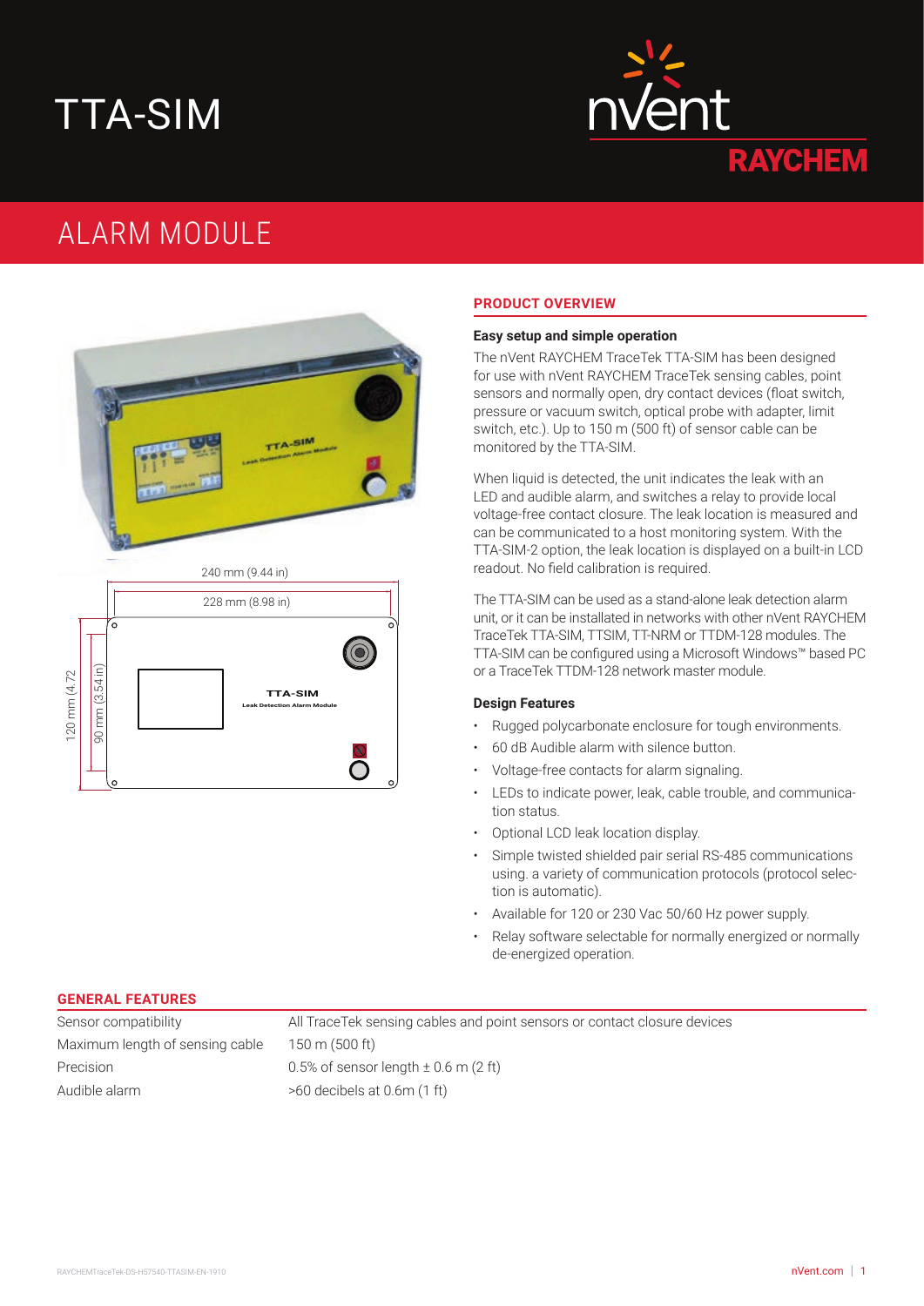# TTA-SIM

## ALARM MODULE

240 mm (9.44 in)

228 mm (8.98 in)

120 mm (4.72

90 mm (3.54 in)

TTA-SIM
Leak Detection Alarm Module

## PRODUCT OVERVIEW

### Easy setup and simple operation

The nVent RAYCHEM TraceTek TTA-SIM has been designed for use with nVent RAYCHEM TraceTek sensing cables, point sensors and normally open, dry contact devices (float switch, pressure or vacuum switch, optical probe with adapter, limit switch, etc.). Up to 150 m (500 ft) of sensor cable can be monitored by the TTA-SIM.

When liquid is detected, the unit indicates the leak with an LED and audible alarm, and switches a relay to provide local voltage-free contact closure. The leak location is measured and can be communicated to a host monitoring system. With the TTA-SIM-2 option, the leak location is displayed on a built-in LCD readout. No field calibration is required.

The TTA-SIM can be used as a stand-alone leak detection alarm unit, or it can be installated in networks with other nVent RAYCHEM TraceTek TTA-SIM, TTSIM, TT-NRM or TTDM-128 modules. The TTA-SIM can be configured using a Microsoft Windows™ based PC or a TraceTek TTDM-128 network master module.

### Design Features

- Rugged polycarbonate enclosure for tough environments.
- 60 dB Audible alarm with silence button.
- Voltage-free contacts for alarm signaling.
- LEDs to indicate power, leak, cable trouble, and communication status.
- Optional LCD leak location display.
- Simple twisted shielded pair serial RS-485 communications using. a variety of communication protocols (protocol selection is automatic).
- Available for 120 or 230 Vac 50/60 Hz power supply.
- Relay software selectable for normally energized or normally de-energized operation.

## GENERAL FEATURES

| | |
|---|---|
| Sensor compatibility | All TraceTek sensing cables and point sensors or contact closure devices |
| Maximum length of sensing cable | 150 m (500 ft) |
| Precision | 0.5% of sensor length ± 0.6 m (2 ft) |
| Audible alarm | >60 decibels at 0.6m (1 ft) |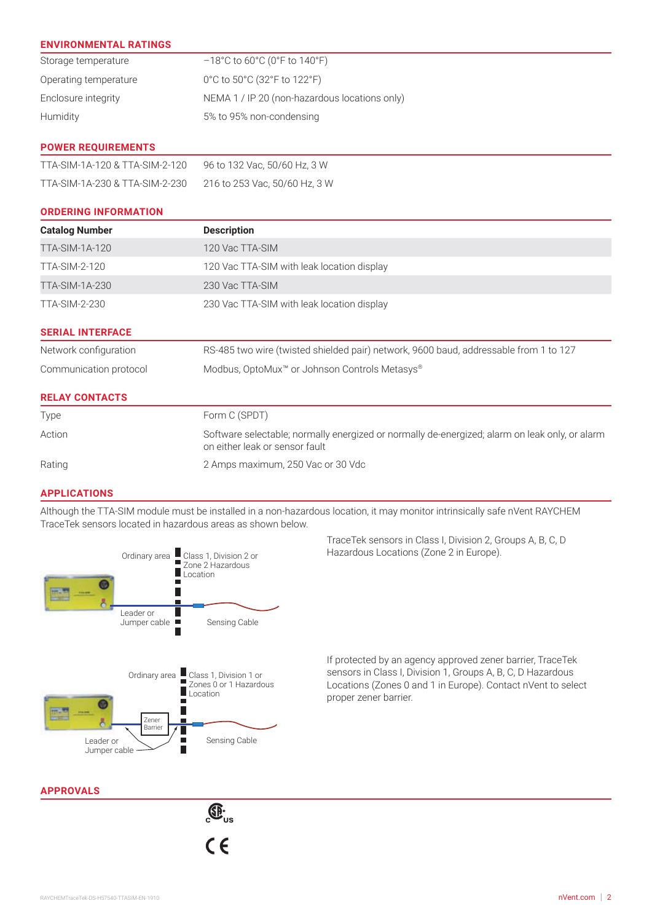## ENVIRONMENTAL RATINGS

| | |
|---|---|
| Storage temperature | –18°C to 60°C (0°F to 140°F) |
| Operating temperature | 0°C to 50°C (32°F to 122°F) |
| Enclosure integrity | NEMA 1 / IP 20 (non-hazardous locations only) |
| Humidity | 5% to 95% non-condensing |

## POWER REQUIREMENTS

| | |
|---|---|
| TTA-SIM-1A-120 & TTA-SIM-2-120 | 96 to 132 Vac, 50/60 Hz, 3 W |
| TTA-SIM-1A-230 & TTA-SIM-2-230 | 216 to 253 Vac, 50/60 Hz, 3 W |

## ORDERING INFORMATION

| Catalog Number | Description |
|---|---|
| TTA-SIM-1A-120 | 120 Vac TTA-SIM |
| TTA-SIM-2-120 | 120 Vac TTA-SIM with leak location display |
| TTA-SIM-1A-230 | 230 Vac TTA-SIM |
| TTA-SIM-2-230 | 230 Vac TTA-SIM with leak location display |

## SERIAL INTERFACE

| | |
|---|---|
| Network configuration | RS-485 two wire (twisted shielded pair) network, 9600 baud, addressable from 1 to 127 |
| Communication protocol | Modbus, OptoMux™ or Johnson Controls Metasys® |

## RELAY CONTACTS

| | |
|---|---|
| Type | Form C (SPDT) |
| Action | Software selectable; normally energized or normally de-energized; alarm on leak only, or alarm on either leak or sensor fault |
| Rating | 2 Amps maximum, 250 Vac or 30 Vdc |

## APPLICATIONS

Although the TTA-SIM module must be installed in a non-hazardous location, it may monitor intrinsically safe nVent RAYCHEM TraceTek sensors located in hazardous areas as shown below.

Ordinary area | Class 1, Division 2 or Zone 2 Hazardous Location | Leader or Jumper cable | Sensing Cable

TraceTek sensors in Class I, Division 2, Groups A, B, C, D Hazardous Locations (Zone 2 in Europe).

Ordinary area | Class 1, Division 1 or Zones 0 or 1 Hazardous Location | Zener Barrier | Leader or Jumper cable | Sensing Cable

If protected by an agency approved zener barrier, TraceTek sensors in Class I, Division 1, Groups A, B, C, D Hazardous Locations (Zones 0 and 1 in Europe). Contact nVent to select proper zener barrier.

## APPROVALS

C SA US

CE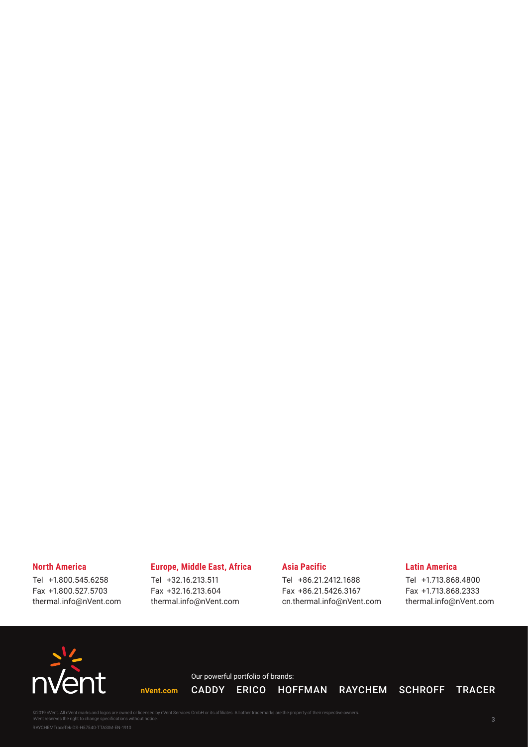**North America**

Tel +1.800.545.6258
Fax +1.800.527.5703
thermal.info@nVent.com

**Europe, Middle East, Africa**

Tel +32.16.213.511
Fax +32.16.213.604
thermal.info@nVent.com

**Asia Pacific**

Tel +86.21.2412.1688
Fax +86.21.5426.3167
cn.thermal.info@nVent.com

**Latin America**

Tel +1.713.868.4800
Fax +1.713.868.2333
thermal.info@nVent.com

Our powerful portfolio of brands:

**nVent.com** CADDY ERICO HOFFMAN RAYCHEM SCHROFF TRACER

©2019 nVent. All nVent marks and logos are owned or licensed by nVent Services GmbH or its affiliates. All other trademarks are the property of their respective owners.
nVent reserves the right to change specifications without notice.

RAYCHEMTraceTek-DS-H57540-TTASIM-EN-1910